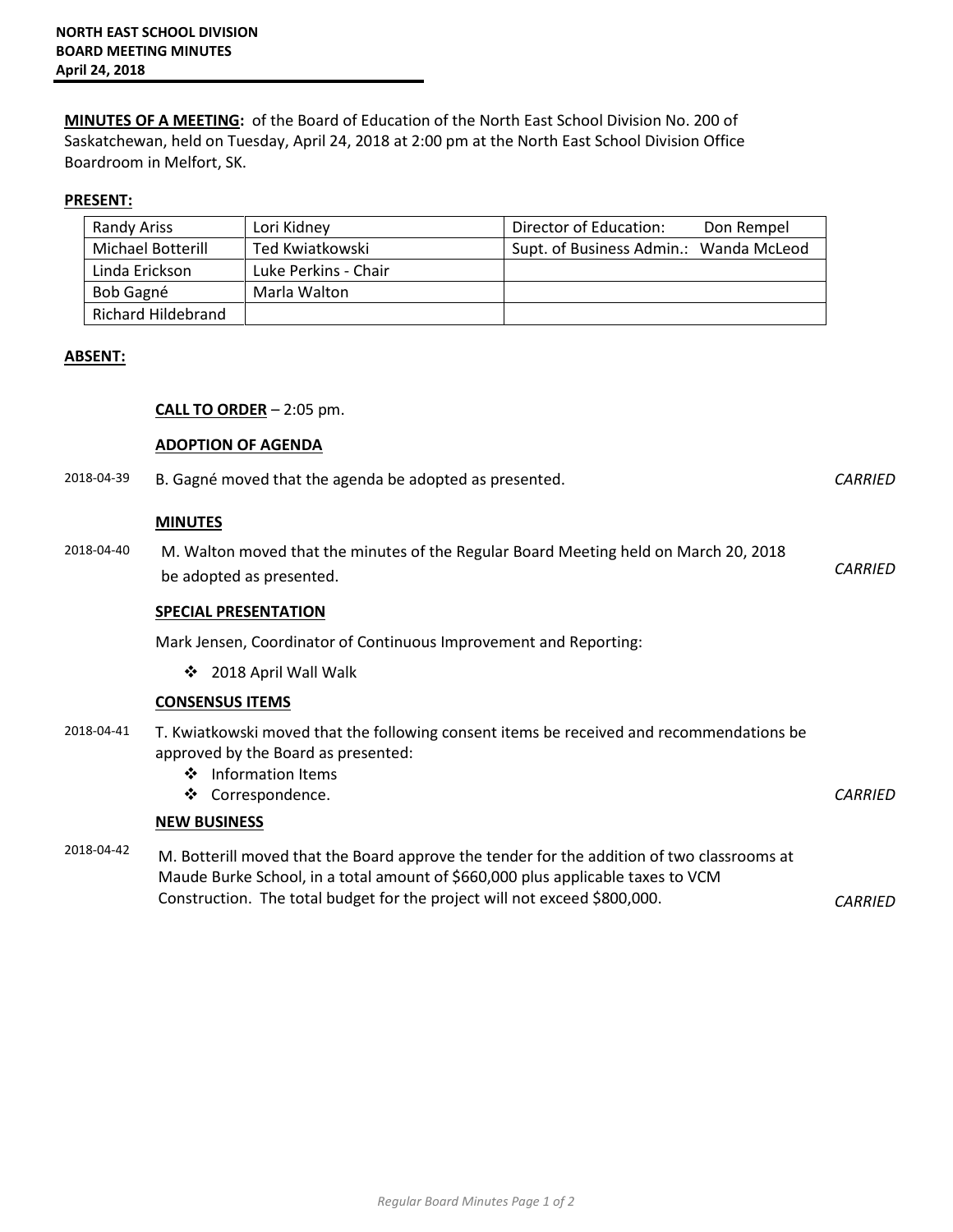**NORTH EAST SCHOOL DIVISION**
**BOARD MEETING MINUTES**
**April 24, 2018**

**MINUTES OF A MEETING:** of the Board of Education of the North East School Division No. 200 of Saskatchewan, held on Tuesday, April 24, 2018 at 2:00 pm at the North East School Division Office Boardroom in Melfort, SK.

**PRESENT:**

| | | |
|---|---|---|
| Randy Ariss | Lori Kidney | Director of Education: Don Rempel |
| Michael Botterill | Ted Kwiatkowski | Supt. of Business Admin.: Wanda McLeod |
| Linda Erickson | Luke Perkins - Chair | |
| Bob Gagné | Marla Walton | |
| Richard Hildebrand | | |

**ABSENT:**

**CALL TO ORDER** – 2:05 pm.

**ADOPTION OF AGENDA**

2018-04-39 B. Gagné moved that the agenda be adopted as presented. *CARRIED*

**MINUTES**

2018-04-40 M. Walton moved that the minutes of the Regular Board Meeting held on March 20, 2018 be adopted as presented. *CARRIED*

**SPECIAL PRESENTATION**

Mark Jensen, Coordinator of Continuous Improvement and Reporting:

- 2018 April Wall Walk

**CONSENSUS ITEMS**

2018-04-41 T. Kwiatkowski moved that the following consent items be received and recommendations be approved by the Board as presented:

- Information Items
- Correspondence. *CARRIED*

**NEW BUSINESS**

2018-04-42 M. Botterill moved that the Board approve the tender for the addition of two classrooms at Maude Burke School, in a total amount of $660,000 plus applicable taxes to VCM Construction. The total budget for the project will not exceed $800,000. *CARRIED*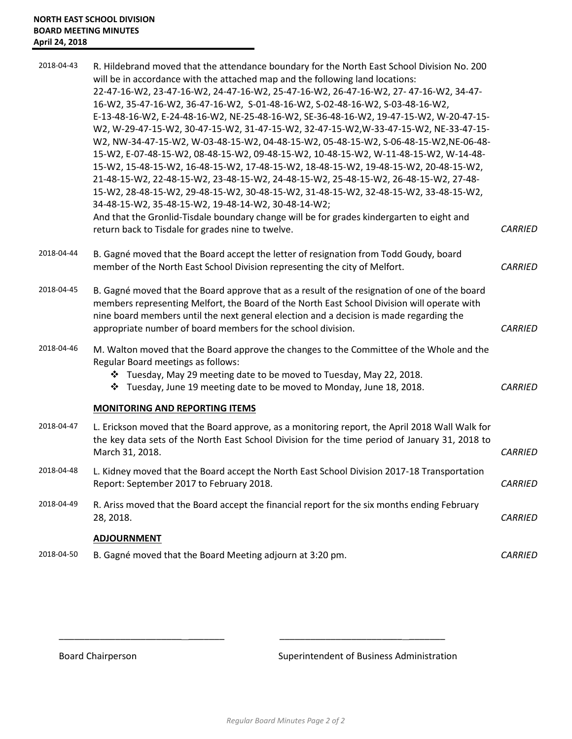**NORTH EAST SCHOOL DIVISION**
**BOARD MEETING MINUTES**
**April 24, 2018**

| | | |
|---|---|---|
| 2018-04-43 | R. Hildebrand moved that the attendance boundary for the North East School Division No. 200 will be in accordance with the attached map and the following land locations: 22-47-16-W2, 23-47-16-W2, 24-47-16-W2, 25-47-16-W2, 26-47-16-W2, 27- 47-16-W2, 34-47-16-W2, 35-47-16-W2, 36-47-16-W2, S-01-48-16-W2, S-02-48-16-W2, S-03-48-16-W2, E-13-48-16-W2, E-24-48-16-W2, NE-25-48-16-W2, SE-36-48-16-W2, 19-47-15-W2, W-20-47-15-W2, W-29-47-15-W2, 30-47-15-W2, 31-47-15-W2, 32-47-15-W2,W-33-47-15-W2, NE-33-47-15-W2, NW-34-47-15-W2, W-03-48-15-W2, 04-48-15-W2, 05-48-15-W2, S-06-48-15-W2,NE-06-48-15-W2, E-07-48-15-W2, 08-48-15-W2, 09-48-15-W2, 10-48-15-W2, W-11-48-15-W2, W-14-48-15-W2, 15-48-15-W2, 16-48-15-W2, 17-48-15-W2, 18-48-15-W2, 19-48-15-W2, 20-48-15-W2, 21-48-15-W2, 22-48-15-W2, 23-48-15-W2, 24-48-15-W2, 25-48-15-W2, 26-48-15-W2, 27-48-15-W2, 28-48-15-W2, 29-48-15-W2, 30-48-15-W2, 31-48-15-W2, 32-48-15-W2, 33-48-15-W2, 34-48-15-W2, 35-48-15-W2, 19-48-14-W2, 30-48-14-W2; And that the Gronlid-Tisdale boundary change will be for grades kindergarten to eight and return back to Tisdale for grades nine to twelve. | *CARRIED* |
| 2018-04-44 | B. Gagné moved that the Board accept the letter of resignation from Todd Goudy, board member of the North East School Division representing the city of Melfort. | *CARRIED* |
| 2018-04-45 | B. Gagné moved that the Board approve that as a result of the resignation of one of the board members representing Melfort, the Board of the North East School Division will operate with nine board members until the next general election and a decision is made regarding the appropriate number of board members for the school division. | *CARRIED* |
| 2018-04-46 | M. Walton moved that the Board approve the changes to the Committee of the Whole and the Regular Board meetings as follows:<br>❖ Tuesday, May 29 meeting date to be moved to Tuesday, May 22, 2018.<br>❖ Tuesday, June 19 meeting date to be moved to Monday, June 18, 2018. | *CARRIED* |
| | **MONITORING AND REPORTING ITEMS** | |
| 2018-04-47 | L. Erickson moved that the Board approve, as a monitoring report, the April 2018 Wall Walk for the key data sets of the North East School Division for the time period of January 31, 2018 to March 31, 2018. | *CARRIED* |
| 2018-04-48 | L. Kidney moved that the Board accept the North East School Division 2017-18 Transportation Report: September 2017 to February 2018. | *CARRIED* |
| 2018-04-49 | R. Ariss moved that the Board accept the financial report for the six months ending February 28, 2018. | *CARRIED* |
| | **ADJOURNMENT** | |
| 2018-04-50 | B. Gagné moved that the Board Meeting adjourn at 3:20 pm. | *CARRIED* |

_________________________________ Board Chairperson

_________________________________ Superintendent of Business Administration